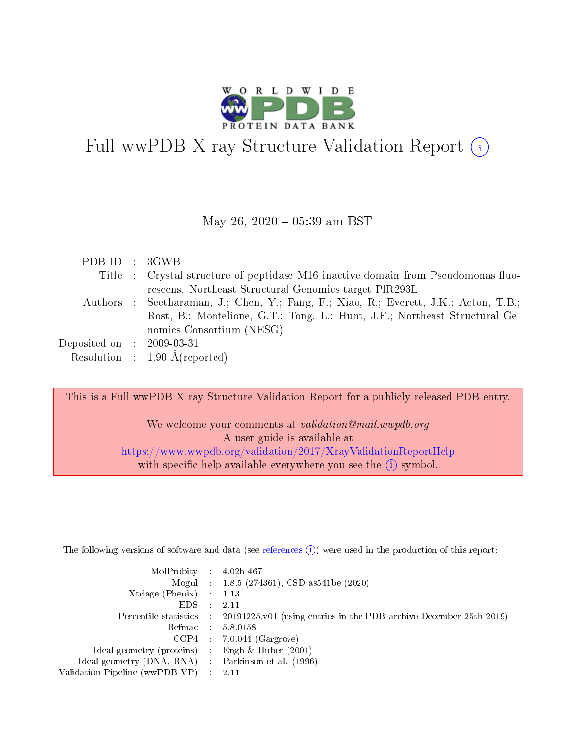# Full wwPDB X-ray Structure Validation Report (i)

May 26, 2020 – 05:39 am BST

| | | |
|---|---|---|
| PDB ID | : | 3GWB |
| Title | : | Crystal structure of peptidase M16 inactive domain from Pseudomonas fluorescens. Northeast Structural Genomics target PlR293L |
| Authors | : | Seetharaman, J.; Chen, Y.; Fang, F.; Xiao, R.; Everett, J.K.; Acton, T.B.; Rost, B.; Montelione, G.T.; Tong, L.; Hunt, J.F.; Northeast Structural Genomics Consortium (NESG) |
| Deposited on | : | 2009-03-31 |
| Resolution | : | 1.90 Å(reported) |

This is a Full wwPDB X-ray Structure Validation Report for a publicly released PDB entry.

We welcome your comments at *validation@mail.wwpdb.org*
A user guide is available at
https://www.wwpdb.org/validation/2017/XrayValidationReportHelp
with specific help available everywhere you see the (i) symbol.

---

The following versions of software and data (see references (i)) were used in the production of this report:

| | | |
|---|---|---|
| MolProbity | : | 4.02b-467 |
| Mogul | : | 1.8.5 (274361), CSD as541be (2020) |
| Xtriage (Phenix) | : | 1.13 |
| EDS | : | 2.11 |
| Percentile statistics | : | 20191225.v01 (using entries in the PDB archive December 25th 2019) |
| Refmac | : | 5.8.0158 |
| CCP4 | : | 7.0.044 (Gargrove) |
| Ideal geometry (proteins) | : | Engh & Huber (2001) |
| Ideal geometry (DNA, RNA) | : | Parkinson et al. (1996) |
| Validation Pipeline (wwPDB-VP) | : | 2.11 |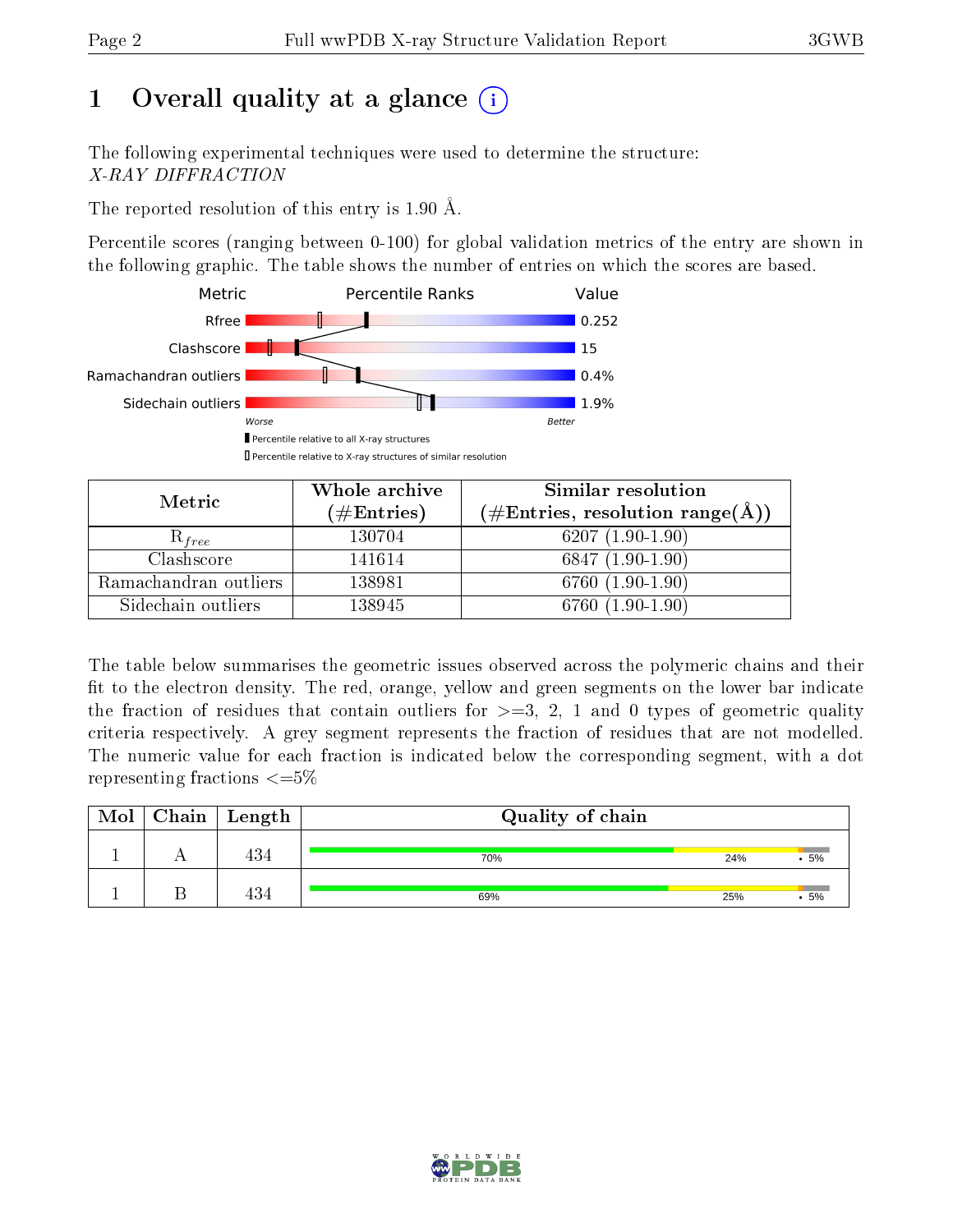# 1 Overall quality at a glance (i)

The following experimental techniques were used to determine the structure:
*X-RAY DIFFRACTION*

The reported resolution of this entry is 1.90 Å.

Percentile scores (ranging between 0-100) for global validation metrics of the entry are shown in the following graphic. The table shows the number of entries on which the scores are based.

| Metric | Percentile Ranks | Value |
|---|---|---|
| Rfree | | 0.252 |
| Clashscore | | 15 |
| Ramachandran outliers | | 0.4% |
| Sidechain outliers | | 1.9% |

Worse — Better

▮ Percentile relative to all X-ray structures
▯ Percentile relative to X-ray structures of similar resolution

| Metric | Whole archive (#Entries) | Similar resolution (#Entries, resolution range(Å)) |
|---|---|---|
| $R_{free}$ | 130704 | 6207 (1.90-1.90) |
| Clashscore | 141614 | 6847 (1.90-1.90) |
| Ramachandran outliers | 138981 | 6760 (1.90-1.90) |
| Sidechain outliers | 138945 | 6760 (1.90-1.90) |

The table below summarises the geometric issues observed across the polymeric chains and their fit to the electron density. The red, orange, yellow and green segments on the lower bar indicate the fraction of residues that contain outliers for >=3, 2, 1 and 0 types of geometric quality criteria respectively. A grey segment represents the fraction of residues that are not modelled. The numeric value for each fraction is indicated below the corresponding segment, with a dot representing fractions <=5%

| Mol | Chain | Length | Quality of chain |
|---|---|---|---|
| 1 | A | 434 | 70% · 24% · • · 5% |
| 1 | B | 434 | 69% · 25% · • · 5% |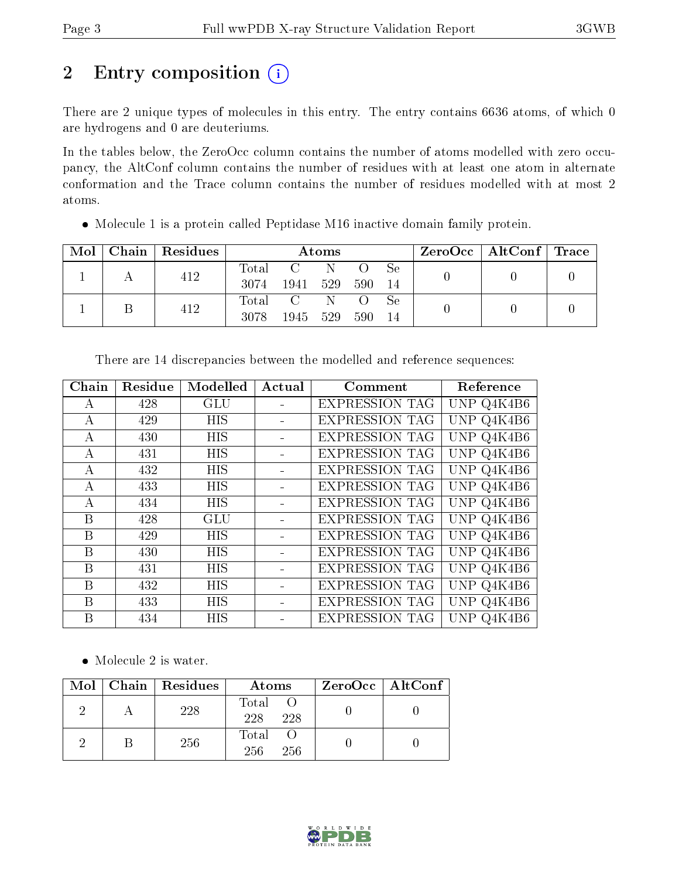# 2 Entry composition

There are 2 unique types of molecules in this entry. The entry contains 6636 atoms, of which 0 are hydrogens and 0 are deuteriums.

In the tables below, the ZeroOcc column contains the number of atoms modelled with zero occupancy, the AltConf column contains the number of residues with at least one atom in alternate conformation and the Trace column contains the number of residues modelled with at most 2 atoms.

- Molecule 1 is a protein called Peptidase M16 inactive domain family protein.

| Mol | Chain | Residues | Atoms | | | | | ZeroOcc | AltConf | Trace |
|---|---|---|---|---|---|---|---|---|---|---|
| 1 | A | 412 | Total<br>3074 | C<br>1941 | N<br>529 | O<br>590 | Se<br>14 | 0 | 0 | 0 |
| 1 | B | 412 | Total<br>3078 | C<br>1945 | N<br>529 | O<br>590 | Se<br>14 | 0 | 0 | 0 |

There are 14 discrepancies between the modelled and reference sequences:

| Chain | Residue | Modelled | Actual | Comment | Reference |
|---|---|---|---|---|---|
| A | 428 | GLU | - | EXPRESSION TAG | UNP Q4K4B6 |
| A | 429 | HIS | - | EXPRESSION TAG | UNP Q4K4B6 |
| A | 430 | HIS | - | EXPRESSION TAG | UNP Q4K4B6 |
| A | 431 | HIS | - | EXPRESSION TAG | UNP Q4K4B6 |
| A | 432 | HIS | - | EXPRESSION TAG | UNP Q4K4B6 |
| A | 433 | HIS | - | EXPRESSION TAG | UNP Q4K4B6 |
| A | 434 | HIS | - | EXPRESSION TAG | UNP Q4K4B6 |
| B | 428 | GLU | - | EXPRESSION TAG | UNP Q4K4B6 |
| B | 429 | HIS | - | EXPRESSION TAG | UNP Q4K4B6 |
| B | 430 | HIS | - | EXPRESSION TAG | UNP Q4K4B6 |
| B | 431 | HIS | - | EXPRESSION TAG | UNP Q4K4B6 |
| B | 432 | HIS | - | EXPRESSION TAG | UNP Q4K4B6 |
| B | 433 | HIS | - | EXPRESSION TAG | UNP Q4K4B6 |
| B | 434 | HIS | - | EXPRESSION TAG | UNP Q4K4B6 |

- Molecule 2 is water.

| Mol | Chain | Residues | Atoms | | ZeroOcc | AltConf |
|---|---|---|---|---|---|---|
| 2 | A | 228 | Total<br>228 | O<br>228 | 0 | 0 |
| 2 | B | 256 | Total<br>256 | O<br>256 | 0 | 0 |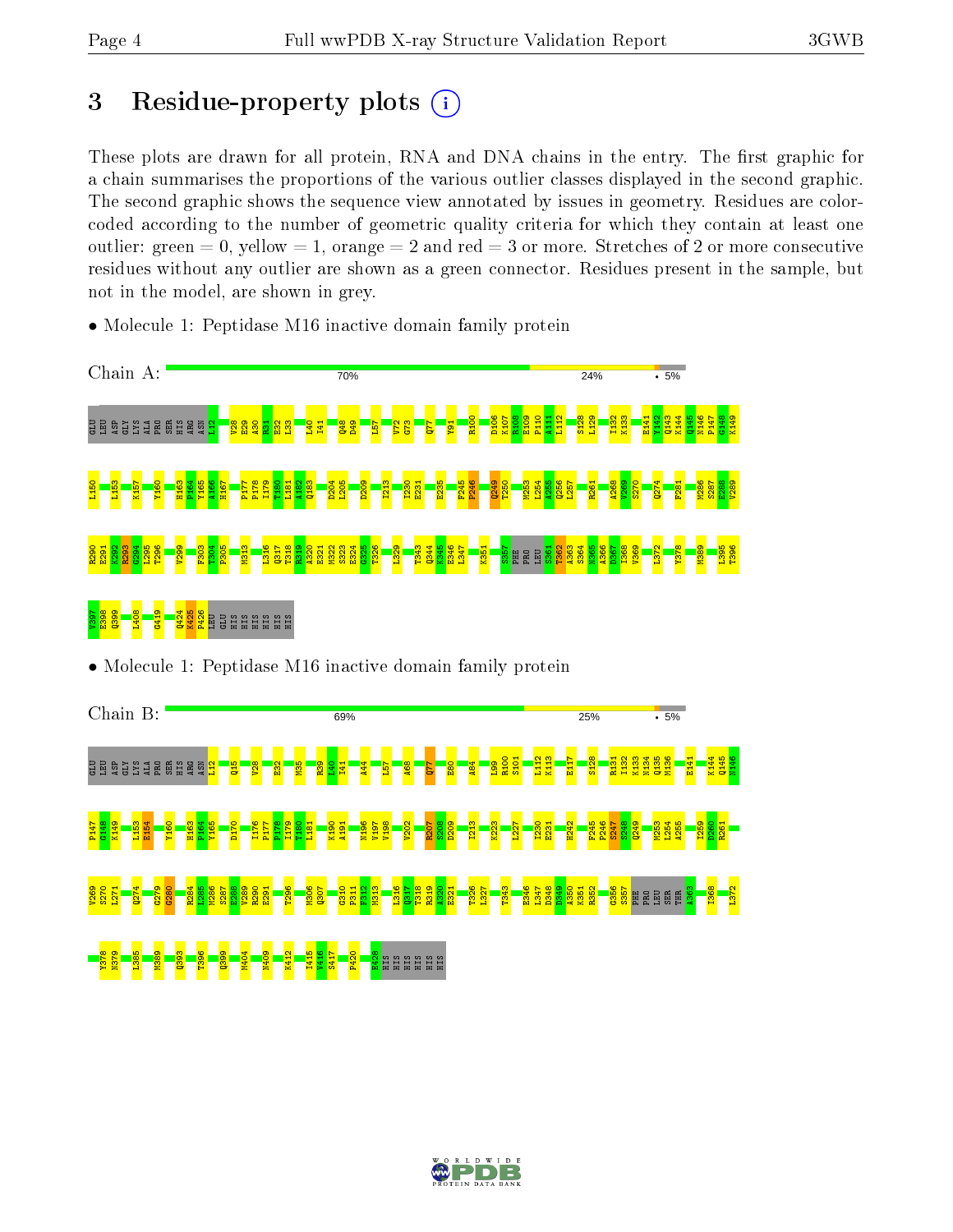# 3 Residue-property plots

These plots are drawn for all protein, RNA and DNA chains in the entry. The first graphic for a chain summarises the proportions of the various outlier classes displayed in the second graphic. The second graphic shows the sequence view annotated by issues in geometry. Residues are color-coded according to the number of geometric quality criteria for which they contain at least one outlier: green = 0, yellow = 1, orange = 2 and red = 3 or more. Stretches of 2 or more consecutive residues without any outlier are shown as a green connector. Residues present in the sample, but not in the model, are shown in grey.

- Molecule 1: Peptidase M16 inactive domain family protein

Chain A: 70% 24% • 5%

GLU LEU ASP GLY LYS ALA PRO SER HIS ARG ASN L12 V28 E29 A30 R31 E32 L33 I40 I41 Q48 D49 L57 V72 G73 Q77 Y91 R100 D106 K107 R108 E109 P110 A111 L112 S128 L129 I132 K133 E141 Y142 Q143 K144 Q145 N146 P147 G148 K149 L150 L153 K157 Y160 H163 P164 Y165 A166 H167 P177 P178 I179 T180 L181 A182 Q183 D204 L205 D209 I213 I230 E231 E235 F245 P246 Q249 T250 M253 L254 A255 Q256 L257 R261 A268 V269 S270 Q274 F281 M286 S287 E288 V289 R290 E291 K292 R293 G294 L295 T296 V299 F303 T304 P305 M313 L316 Q317 T318 R319 A320 E321 M322 S323 E324 G325 T326 L329 T343 Q344 K345 E346 L347 K351 S357 PHE PRO LEU S361 T362 A363 S364 N365 A366 D367 I368 V369 L372 Y378 M389 L395 T396 V397 E398 Q399 L408 G419 Q424 K425 P426 LEU GLU HIS HIS HIS HIS HIS HIS

- Molecule 1: Peptidase M16 inactive domain family protein

Chain B: 69% 25% • 5%

GLU LEU ASP GLY LYS ALA PRO SER HIS ARG ASN L12 Q15 V28 E32 M35 R39 L40 I41 A44 L57 A68 Q77 E80 A84 L99 R100 S101 L112 K113 E117 S128 R131 I132 K133 N134 Q135 M136 E141 K144 Q145 N146 P147 G148 K149 L153 E154 Y160 H163 P164 Y165 D170 I176 P177 P178 I179 T180 L181 K190 A191 N196 V197 V198 V202 R207 S208 D209 I213 K223 L227 I230 E231 H242 F245 P246 S247 S248 Q249 M253 L254 A255 I259 D260 R261 V269 S270 L271 Q274 G279 G280 R284 L285 M286 S287 E288 V289 R290 E291 T296 M306 Q307 G310 F311 F312 M313 L316 Q317 T318 R319 A320 E321 T326 L327 T343 E346 L347 D348 D349 A350 K351 R352 G356 S357 PHE PRO LEU SER THR A363 I368 L372 Y378 N379 L385 M389 Q393 T396 Q399 M404 N409 K412 I415 V416 S417 P420 E428 HIS HIS HIS HIS HIS HIS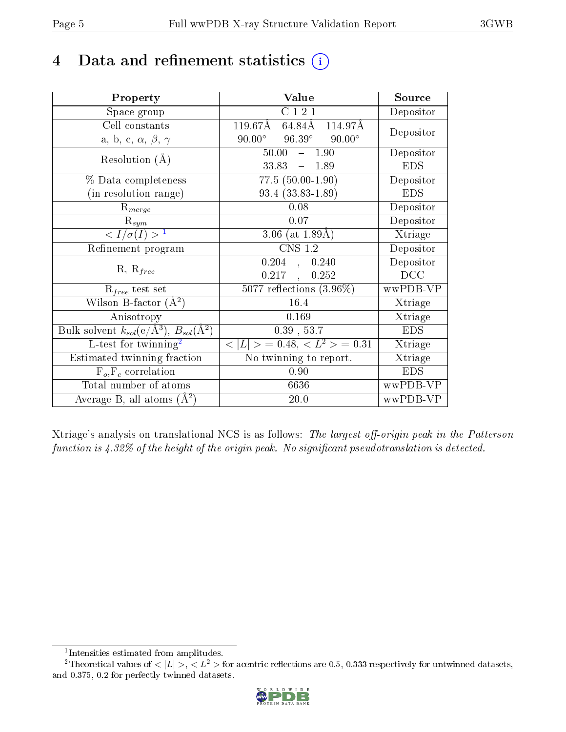# 4 Data and refinement statistics (i)

| Property | Value | Source |
|---|---|---|
| Space group | C 1 2 1 | Depositor |
| Cell constants<br>a, b, c, $\alpha$, $\beta$, $\gamma$ | 119.67Å 64.84Å 114.97Å<br>90.00° 96.39° 90.00° | Depositor |
| Resolution (Å) | 50.00 – 1.90<br>33.83 – 1.89 | Depositor<br>EDS |
| % Data completeness<br>(in resolution range) | 77.5 (50.00-1.90)<br>93.4 (33.83-1.89) | Depositor<br>EDS |
| $R_{merge}$ | 0.08 | Depositor |
| $R_{sym}$ | 0.07 | Depositor |
| $< I/\sigma(I) >$ [1] | 3.06 (at 1.89Å) | Xtriage |
| Refinement program | CNS 1.2 | Depositor |
| R, $R_{free}$ | 0.204 , 0.240<br>0.217 , 0.252 | Depositor<br>DCC |
| $R_{free}$ test set | 5077 reflections (3.96%) | wwPDB-VP |
| Wilson B-factor (Å$^2$) | 16.4 | Xtriage |
| Anisotropy | 0.169 | Xtriage |
| Bulk solvent $k_{sol}$(e/Å$^3$), $B_{sol}$(Å$^2$) | 0.39 , 53.7 | EDS |
| L-test for twinning[2] | $< \lvert L \rvert >$ = 0.48, $< L^2 >$ = 0.31 | Xtriage |
| Estimated twinning fraction | No twinning to report. | Xtriage |
| $F_o$,$F_c$ correlation | 0.90 | EDS |
| Total number of atoms | 6636 | wwPDB-VP |
| Average B, all atoms (Å$^2$) | 20.0 | wwPDB-VP |

Xtriage's analysis on translational NCS is as follows: *The largest off-origin peak in the Patterson function is 4.32% of the height of the origin peak. No significant pseudotranslation is detected.*

[1] Intensities estimated from amplitudes.

[2] Theoretical values of $< \lvert L \rvert >$, $< L^2 >$ for acentric reflections are 0.5, 0.333 respectively for untwinned datasets, and 0.375, 0.2 for perfectly twinned datasets.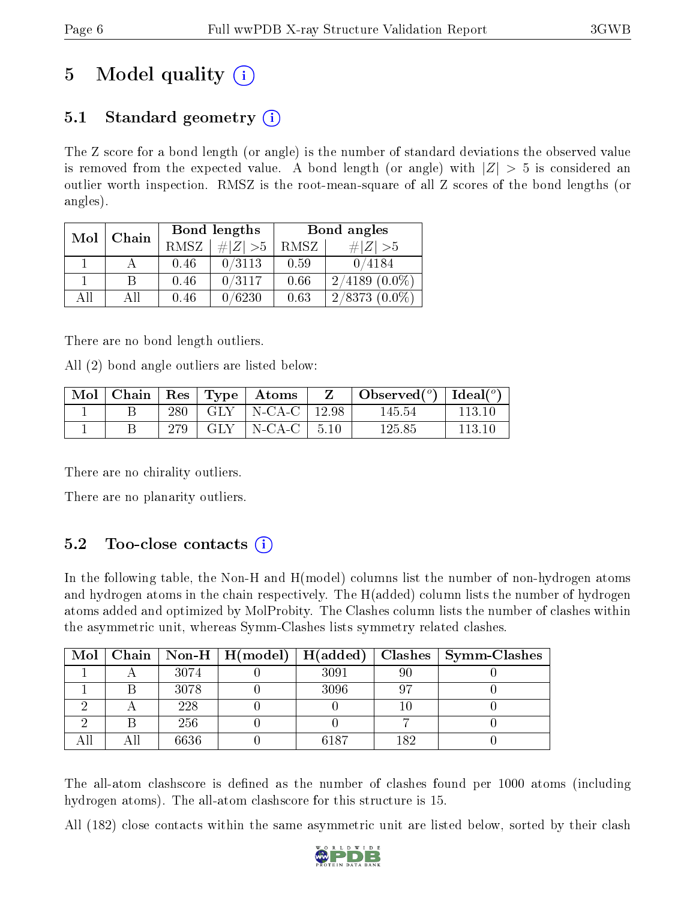# 5 Model quality

## 5.1 Standard geometry

The Z score for a bond length (or angle) is the number of standard deviations the observed value is removed from the expected value. A bond length (or angle) with $|Z| > 5$ is considered an outlier worth inspection. RMSZ is the root-mean-square of all Z scores of the bond lengths (or angles).

| Mol | Chain | Bond lengths | | Bond angles | |
|---|---|---|---|---|---|
| | | RMSZ | #\|Z\| >5 | RMSZ | #\|Z\| >5 |
| 1 | A | 0.46 | 0/3113 | 0.59 | 0/4184 |
| 1 | B | 0.46 | 0/3117 | 0.66 | 2/4189 (0.0%) |
| All | All | 0.46 | 0/6230 | 0.63 | 2/8373 (0.0%) |

There are no bond length outliers.

All (2) bond angle outliers are listed below:

| Mol | Chain | Res | Type | Atoms | Z | Observed(°) | Ideal(°) |
|---|---|---|---|---|---|---|---|
| 1 | B | 280 | GLY | N-CA-C | 12.98 | 145.54 | 113.10 |
| 1 | B | 279 | GLY | N-CA-C | 5.10 | 125.85 | 113.10 |

There are no chirality outliers.

There are no planarity outliers.

## 5.2 Too-close contacts

In the following table, the Non-H and H(model) columns list the number of non-hydrogen atoms and hydrogen atoms in the chain respectively. The H(added) column lists the number of hydrogen atoms added and optimized by MolProbity. The Clashes column lists the number of clashes within the asymmetric unit, whereas Symm-Clashes lists symmetry related clashes.

| Mol | Chain | Non-H | H(model) | H(added) | Clashes | Symm-Clashes |
|---|---|---|---|---|---|---|
| 1 | A | 3074 | 0 | 3091 | 90 | 0 |
| 1 | B | 3078 | 0 | 3096 | 97 | 0 |
| 2 | A | 228 | 0 | 0 | 10 | 0 |
| 2 | B | 256 | 0 | 0 | 7 | 0 |
| All | All | 6636 | 0 | 6187 | 182 | 0 |

The all-atom clashscore is defined as the number of clashes found per 1000 atoms (including hydrogen atoms). The all-atom clashscore for this structure is 15.

All (182) close contacts within the same asymmetric unit are listed below, sorted by their clash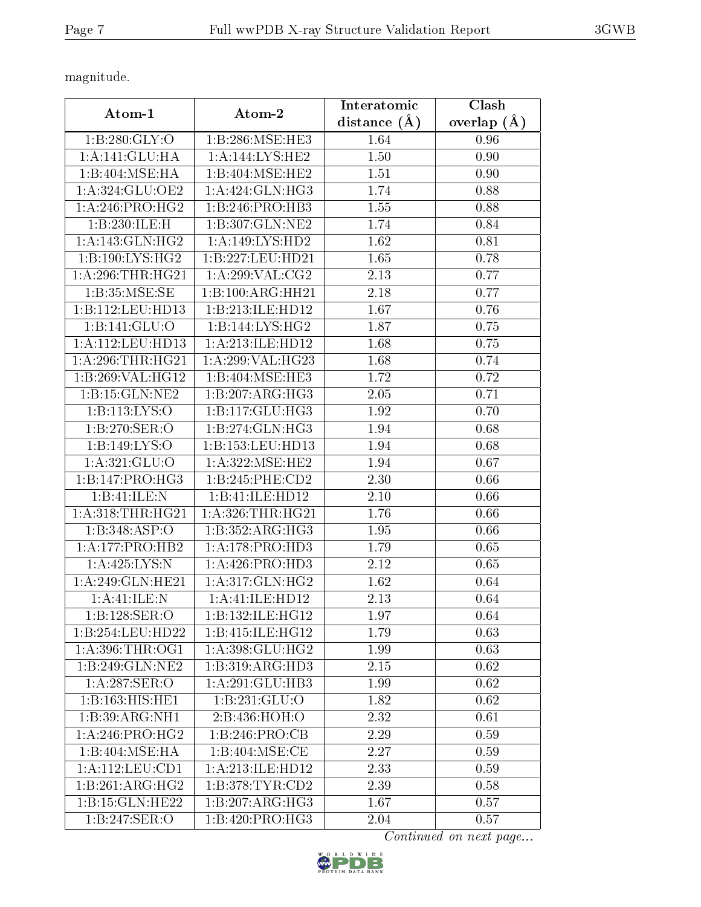magnitude.

| Atom-1 | Atom-2 | Interatomic distance (Å) | Clash overlap (Å) |
|---|---|---|---|
| 1:B:280:GLY:O | 1:B:286:MSE:HE3 | 1.64 | 0.96 |
| 1:A:141:GLU:HA | 1:A:144:LYS:HE2 | 1.50 | 0.90 |
| 1:B:404:MSE:HA | 1:B:404:MSE:HE2 | 1.51 | 0.90 |
| 1:A:324:GLU:OE2 | 1:A:424:GLN:HG3 | 1.74 | 0.88 |
| 1:A:246:PRO:HG2 | 1:B:246:PRO:HB3 | 1.55 | 0.88 |
| 1:B:230:ILE:H | 1:B:307:GLN:NE2 | 1.74 | 0.84 |
| 1:A:143:GLN:HG2 | 1:A:149:LYS:HD2 | 1.62 | 0.81 |
| 1:B:190:LYS:HG2 | 1:B:227:LEU:HD21 | 1.65 | 0.78 |
| 1:A:296:THR:HG21 | 1:A:299:VAL:CG2 | 2.13 | 0.77 |
| 1:B:35:MSE:SE | 1:B:100:ARG:HH21 | 2.18 | 0.77 |
| 1:B:112:LEU:HD13 | 1:B:213:ILE:HD12 | 1.67 | 0.76 |
| 1:B:141:GLU:O | 1:B:144:LYS:HG2 | 1.87 | 0.75 |
| 1:A:112:LEU:HD13 | 1:A:213:ILE:HD12 | 1.68 | 0.75 |
| 1:A:296:THR:HG21 | 1:A:299:VAL:HG23 | 1.68 | 0.74 |
| 1:B:269:VAL:HG12 | 1:B:404:MSE:HE3 | 1.72 | 0.72 |
| 1:B:15:GLN:NE2 | 1:B:207:ARG:HG3 | 2.05 | 0.71 |
| 1:B:113:LYS:O | 1:B:117:GLU:HG3 | 1.92 | 0.70 |
| 1:B:270:SER:O | 1:B:274:GLN:HG3 | 1.94 | 0.68 |
| 1:B:149:LYS:O | 1:B:153:LEU:HD13 | 1.94 | 0.68 |
| 1:A:321:GLU:O | 1:A:322:MSE:HE2 | 1.94 | 0.67 |
| 1:B:147:PRO:HG3 | 1:B:245:PHE:CD2 | 2.30 | 0.66 |
| 1:B:41:ILE:N | 1:B:41:ILE:HD12 | 2.10 | 0.66 |
| 1:A:318:THR:HG21 | 1:A:326:THR:HG21 | 1.76 | 0.66 |
| 1:B:348:ASP:O | 1:B:352:ARG:HG3 | 1.95 | 0.66 |
| 1:A:177:PRO:HB2 | 1:A:178:PRO:HD3 | 1.79 | 0.65 |
| 1:A:425:LYS:N | 1:A:426:PRO:HD3 | 2.12 | 0.65 |
| 1:A:249:GLN:HE21 | 1:A:317:GLN:HG2 | 1.62 | 0.64 |
| 1:A:41:ILE:N | 1:A:41:ILE:HD12 | 2.13 | 0.64 |
| 1:B:128:SER:O | 1:B:132:ILE:HG12 | 1.97 | 0.64 |
| 1:B:254:LEU:HD22 | 1:B:415:ILE:HG12 | 1.79 | 0.63 |
| 1:A:396:THR:OG1 | 1:A:398:GLU:HG2 | 1.99 | 0.63 |
| 1:B:249:GLN:NE2 | 1:B:319:ARG:HD3 | 2.15 | 0.62 |
| 1:A:287:SER:O | 1:A:291:GLU:HB3 | 1.99 | 0.62 |
| 1:B:163:HIS:HE1 | 1:B:231:GLU:O | 1.82 | 0.62 |
| 1:B:39:ARG:NH1 | 2:B:436:HOH:O | 2.32 | 0.61 |
| 1:A:246:PRO:HG2 | 1:B:246:PRO:CB | 2.29 | 0.59 |
| 1:B:404:MSE:HA | 1:B:404:MSE:CE | 2.27 | 0.59 |
| 1:A:112:LEU:CD1 | 1:A:213:ILE:HD12 | 2.33 | 0.59 |
| 1:B:261:ARG:HG2 | 1:B:378:TYR:CD2 | 2.39 | 0.58 |
| 1:B:15:GLN:HE22 | 1:B:207:ARG:HG3 | 1.67 | 0.57 |
| 1:B:247:SER:O | 1:B:420:PRO:HG3 | 2.04 | 0.57 |

*Continued on next page...*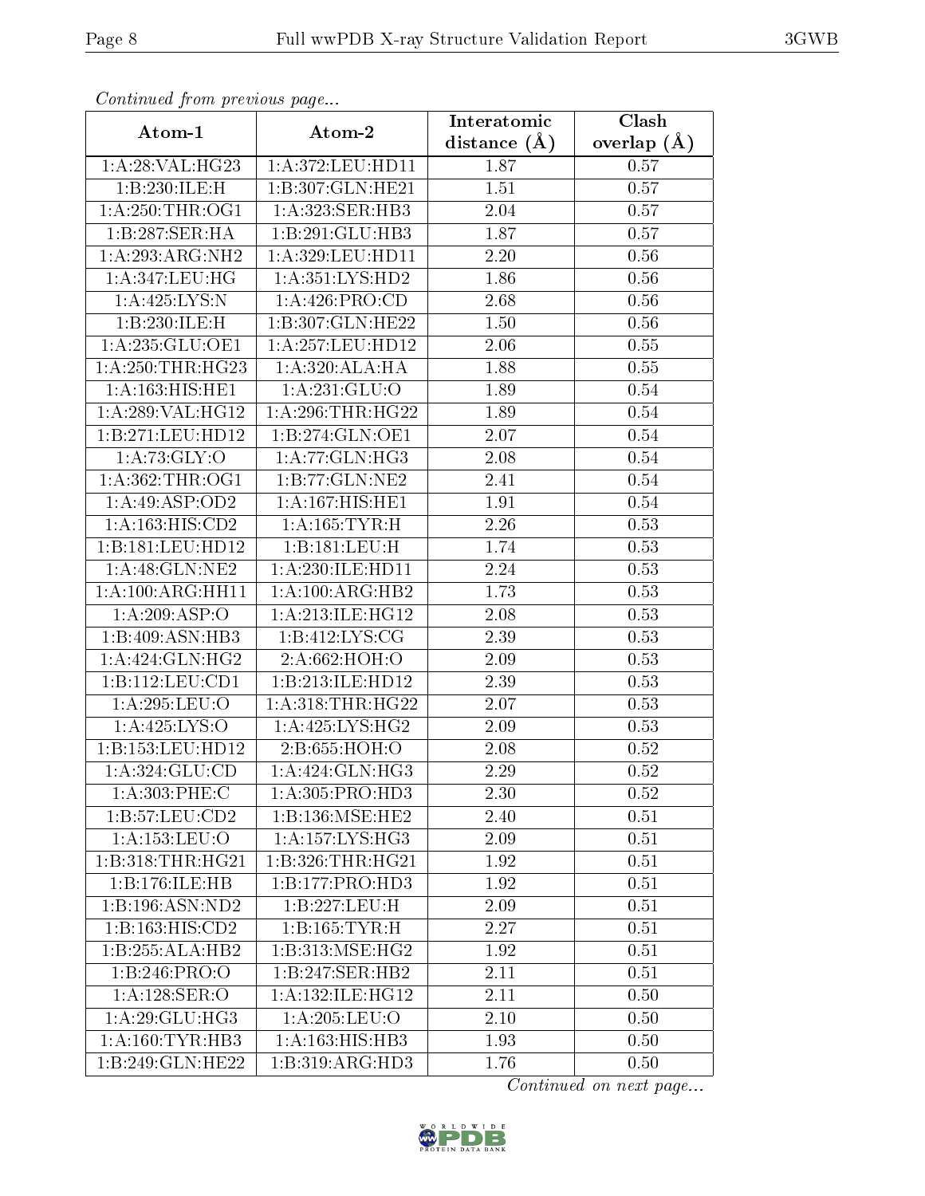*Continued from previous page...*

| Atom-1 | Atom-2 | Interatomic distance (Å) | Clash overlap (Å) |
|---|---|---|---|
| 1:A:28:VAL:HG23 | 1:A:372:LEU:HD11 | 1.87 | 0.57 |
| 1:B:230:ILE:H | 1:B:307:GLN:HE21 | 1.51 | 0.57 |
| 1:A:250:THR:OG1 | 1:A:323:SER:HB3 | 2.04 | 0.57 |
| 1:B:287:SER:HA | 1:B:291:GLU:HB3 | 1.87 | 0.57 |
| 1:A:293:ARG:NH2 | 1:A:329:LEU:HD11 | 2.20 | 0.56 |
| 1:A:347:LEU:HG | 1:A:351:LYS:HD2 | 1.86 | 0.56 |
| 1:A:425:LYS:N | 1:A:426:PRO:CD | 2.68 | 0.56 |
| 1:B:230:ILE:H | 1:B:307:GLN:HE22 | 1.50 | 0.56 |
| 1:A:235:GLU:OE1 | 1:A:257:LEU:HD12 | 2.06 | 0.55 |
| 1:A:250:THR:HG23 | 1:A:320:ALA:HA | 1.88 | 0.55 |
| 1:A:163:HIS:HE1 | 1:A:231:GLU:O | 1.89 | 0.54 |
| 1:A:289:VAL:HG12 | 1:A:296:THR:HG22 | 1.89 | 0.54 |
| 1:B:271:LEU:HD12 | 1:B:274:GLN:OE1 | 2.07 | 0.54 |
| 1:A:73:GLY:O | 1:A:77:GLN:HG3 | 2.08 | 0.54 |
| 1:A:362:THR:OG1 | 1:B:77:GLN:NE2 | 2.41 | 0.54 |
| 1:A:49:ASP:OD2 | 1:A:167:HIS:HE1 | 1.91 | 0.54 |
| 1:A:163:HIS:CD2 | 1:A:165:TYR:H | 2.26 | 0.53 |
| 1:B:181:LEU:HD12 | 1:B:181:LEU:H | 1.74 | 0.53 |
| 1:A:48:GLN:NE2 | 1:A:230:ILE:HD11 | 2.24 | 0.53 |
| 1:A:100:ARG:HH11 | 1:A:100:ARG:HB2 | 1.73 | 0.53 |
| 1:A:209:ASP:O | 1:A:213:ILE:HG12 | 2.08 | 0.53 |
| 1:B:409:ASN:HB3 | 1:B:412:LYS:CG | 2.39 | 0.53 |
| 1:A:424:GLN:HG2 | 2:A:662:HOH:O | 2.09 | 0.53 |
| 1:B:112:LEU:CD1 | 1:B:213:ILE:HD12 | 2.39 | 0.53 |
| 1:A:295:LEU:O | 1:A:318:THR:HG22 | 2.07 | 0.53 |
| 1:A:425:LYS:O | 1:A:425:LYS:HG2 | 2.09 | 0.53 |
| 1:B:153:LEU:HD12 | 2:B:655:HOH:O | 2.08 | 0.52 |
| 1:A:324:GLU:CD | 1:A:424:GLN:HG3 | 2.29 | 0.52 |
| 1:A:303:PHE:C | 1:A:305:PRO:HD3 | 2.30 | 0.52 |
| 1:B:57:LEU:CD2 | 1:B:136:MSE:HE2 | 2.40 | 0.51 |
| 1:A:153:LEU:O | 1:A:157:LYS:HG3 | 2.09 | 0.51 |
| 1:B:318:THR:HG21 | 1:B:326:THR:HG21 | 1.92 | 0.51 |
| 1:B:176:ILE:HB | 1:B:177:PRO:HD3 | 1.92 | 0.51 |
| 1:B:196:ASN:ND2 | 1:B:227:LEU:H | 2.09 | 0.51 |
| 1:B:163:HIS:CD2 | 1:B:165:TYR:H | 2.27 | 0.51 |
| 1:B:255:ALA:HB2 | 1:B:313:MSE:HG2 | 1.92 | 0.51 |
| 1:B:246:PRO:O | 1:B:247:SER:HB2 | 2.11 | 0.51 |
| 1:A:128:SER:O | 1:A:132:ILE:HG12 | 2.11 | 0.50 |
| 1:A:29:GLU:HG3 | 1:A:205:LEU:O | 2.10 | 0.50 |
| 1:A:160:TYR:HB3 | 1:A:163:HIS:HB3 | 1.93 | 0.50 |
| 1:B:249:GLN:HE22 | 1:B:319:ARG:HD3 | 1.76 | 0.50 |

*Continued on next page...*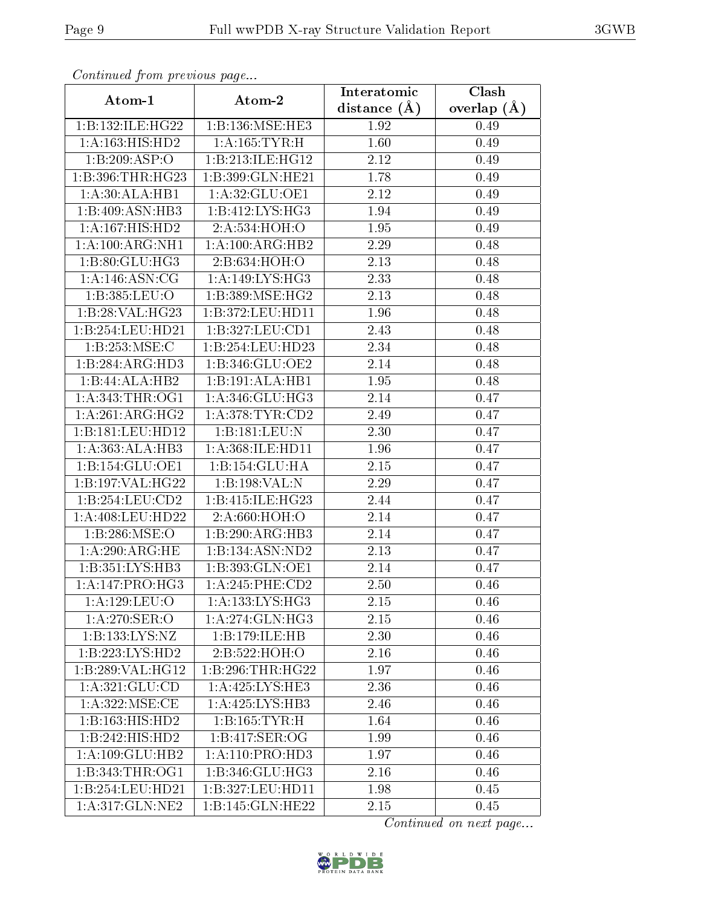*Continued from previous page...*

| Atom-1 | Atom-2 | Interatomic distance (Å) | Clash overlap (Å) |
| --- | --- | --- | --- |
| 1:B:132:ILE:HG22 | 1:B:136:MSE:HE3 | 1.92 | 0.49 |
| 1:A:163:HIS:HD2 | 1:A:165:TYR:H | 1.60 | 0.49 |
| 1:B:209:ASP:O | 1:B:213:ILE:HG12 | 2.12 | 0.49 |
| 1:B:396:THR:HG23 | 1:B:399:GLN:HE21 | 1.78 | 0.49 |
| 1:A:30:ALA:HB1 | 1:A:32:GLU:OE1 | 2.12 | 0.49 |
| 1:B:409:ASN:HB3 | 1:B:412:LYS:HG3 | 1.94 | 0.49 |
| 1:A:167:HIS:HD2 | 2:A:534:HOH:O | 1.95 | 0.49 |
| 1:A:100:ARG:NH1 | 1:A:100:ARG:HB2 | 2.29 | 0.48 |
| 1:B:80:GLU:HG3 | 2:B:634:HOH:O | 2.13 | 0.48 |
| 1:A:146:ASN:CG | 1:A:149:LYS:HG3 | 2.33 | 0.48 |
| 1:B:385:LEU:O | 1:B:389:MSE:HG2 | 2.13 | 0.48 |
| 1:B:28:VAL:HG23 | 1:B:372:LEU:HD11 | 1.96 | 0.48 |
| 1:B:254:LEU:HD21 | 1:B:327:LEU:CD1 | 2.43 | 0.48 |
| 1:B:253:MSE:C | 1:B:254:LEU:HD23 | 2.34 | 0.48 |
| 1:B:284:ARG:HD3 | 1:B:346:GLU:OE2 | 2.14 | 0.48 |
| 1:B:44:ALA:HB2 | 1:B:191:ALA:HB1 | 1.95 | 0.48 |
| 1:A:343:THR:OG1 | 1:A:346:GLU:HG3 | 2.14 | 0.47 |
| 1:A:261:ARG:HG2 | 1:A:378:TYR:CD2 | 2.49 | 0.47 |
| 1:B:181:LEU:HD12 | 1:B:181:LEU:N | 2.30 | 0.47 |
| 1:A:363:ALA:HB3 | 1:A:368:ILE:HD11 | 1.96 | 0.47 |
| 1:B:154:GLU:OE1 | 1:B:154:GLU:HA | 2.15 | 0.47 |
| 1:B:197:VAL:HG22 | 1:B:198:VAL:N | 2.29 | 0.47 |
| 1:B:254:LEU:CD2 | 1:B:415:ILE:HG23 | 2.44 | 0.47 |
| 1:A:408:LEU:HD22 | 2:A:660:HOH:O | 2.14 | 0.47 |
| 1:B:286:MSE:O | 1:B:290:ARG:HB3 | 2.14 | 0.47 |
| 1:A:290:ARG:HE | 1:B:134:ASN:ND2 | 2.13 | 0.47 |
| 1:B:351:LYS:HB3 | 1:B:393:GLN:OE1 | 2.14 | 0.47 |
| 1:A:147:PRO:HG3 | 1:A:245:PHE:CD2 | 2.50 | 0.46 |
| 1:A:129:LEU:O | 1:A:133:LYS:HG3 | 2.15 | 0.46 |
| 1:A:270:SER:O | 1:A:274:GLN:HG3 | 2.15 | 0.46 |
| 1:B:133:LYS:NZ | 1:B:179:ILE:HB | 2.30 | 0.46 |
| 1:B:223:LYS:HD2 | 2:B:522:HOH:O | 2.16 | 0.46 |
| 1:B:289:VAL:HG12 | 1:B:296:THR:HG22 | 1.97 | 0.46 |
| 1:A:321:GLU:CD | 1:A:425:LYS:HE3 | 2.36 | 0.46 |
| 1:A:322:MSE:CE | 1:A:425:LYS:HB3 | 2.46 | 0.46 |
| 1:B:163:HIS:HD2 | 1:B:165:TYR:H | 1.64 | 0.46 |
| 1:B:242:HIS:HD2 | 1:B:417:SER:OG | 1.99 | 0.46 |
| 1:A:109:GLU:HB2 | 1:A:110:PRO:HD3 | 1.97 | 0.46 |
| 1:B:343:THR:OG1 | 1:B:346:GLU:HG3 | 2.16 | 0.46 |
| 1:B:254:LEU:HD21 | 1:B:327:LEU:HD11 | 1.98 | 0.45 |
| 1:A:317:GLN:NE2 | 1:B:145:GLN:HE22 | 2.15 | 0.45 |

*Continued on next page...*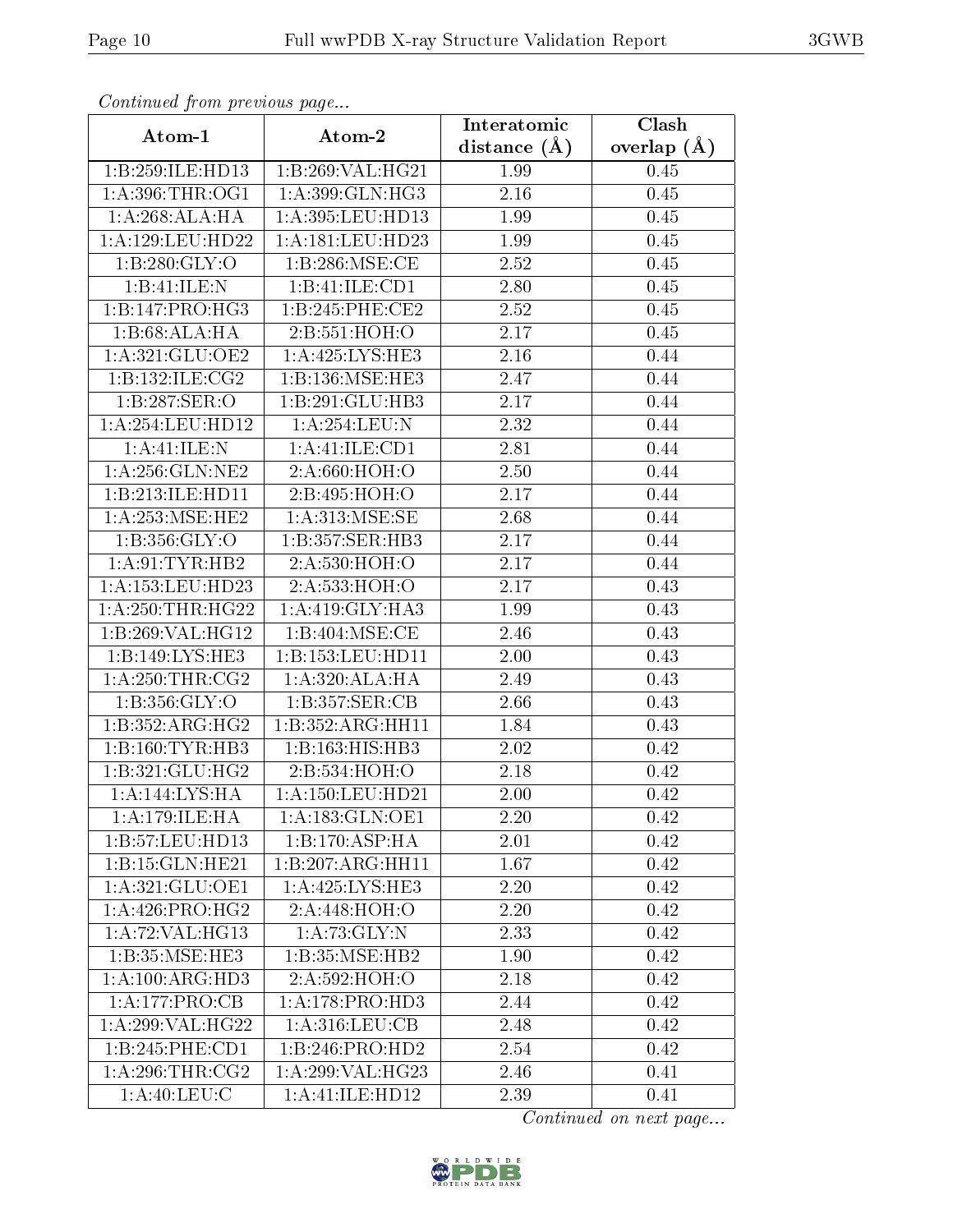*Continued from previous page...*

| Atom-1 | Atom-2 | Interatomic distance (Å) | Clash overlap (Å) |
| --- | --- | --- | --- |
| 1:B:259:ILE:HD13 | 1:B:269:VAL:HG21 | 1.99 | 0.45 |
| 1:A:396:THR:OG1 | 1:A:399:GLN:HG3 | 2.16 | 0.45 |
| 1:A:268:ALA:HA | 1:A:395:LEU:HD13 | 1.99 | 0.45 |
| 1:A:129:LEU:HD22 | 1:A:181:LEU:HD23 | 1.99 | 0.45 |
| 1:B:280:GLY:O | 1:B:286:MSE:CE | 2.52 | 0.45 |
| 1:B:41:ILE:N | 1:B:41:ILE:CD1 | 2.80 | 0.45 |
| 1:B:147:PRO:HG3 | 1:B:245:PHE:CE2 | 2.52 | 0.45 |
| 1:B:68:ALA:HA | 2:B:551:HOH:O | 2.17 | 0.45 |
| 1:A:321:GLU:OE2 | 1:A:425:LYS:HE3 | 2.16 | 0.44 |
| 1:B:132:ILE:CG2 | 1:B:136:MSE:HE3 | 2.47 | 0.44 |
| 1:B:287:SER:O | 1:B:291:GLU:HB3 | 2.17 | 0.44 |
| 1:A:254:LEU:HD12 | 1:A:254:LEU:N | 2.32 | 0.44 |
| 1:A:41:ILE:N | 1:A:41:ILE:CD1 | 2.81 | 0.44 |
| 1:A:256:GLN:NE2 | 2:A:660:HOH:O | 2.50 | 0.44 |
| 1:B:213:ILE:HD11 | 2:B:495:HOH:O | 2.17 | 0.44 |
| 1:A:253:MSE:HE2 | 1:A:313:MSE:SE | 2.68 | 0.44 |
| 1:B:356:GLY:O | 1:B:357:SER:HB3 | 2.17 | 0.44 |
| 1:A:91:TYR:HB2 | 2:A:530:HOH:O | 2.17 | 0.44 |
| 1:A:153:LEU:HD23 | 2:A:533:HOH:O | 2.17 | 0.43 |
| 1:A:250:THR:HG22 | 1:A:419:GLY:HA3 | 1.99 | 0.43 |
| 1:B:269:VAL:HG12 | 1:B:404:MSE:CE | 2.46 | 0.43 |
| 1:B:149:LYS:HE3 | 1:B:153:LEU:HD11 | 2.00 | 0.43 |
| 1:A:250:THR:CG2 | 1:A:320:ALA:HA | 2.49 | 0.43 |
| 1:B:356:GLY:O | 1:B:357:SER:CB | 2.66 | 0.43 |
| 1:B:352:ARG:HG2 | 1:B:352:ARG:HH11 | 1.84 | 0.43 |
| 1:B:160:TYR:HB3 | 1:B:163:HIS:HB3 | 2.02 | 0.42 |
| 1:B:321:GLU:HG2 | 2:B:534:HOH:O | 2.18 | 0.42 |
| 1:A:144:LYS:HA | 1:A:150:LEU:HD21 | 2.00 | 0.42 |
| 1:A:179:ILE:HA | 1:A:183:GLN:OE1 | 2.20 | 0.42 |
| 1:B:57:LEU:HD13 | 1:B:170:ASP:HA | 2.01 | 0.42 |
| 1:B:15:GLN:HE21 | 1:B:207:ARG:HH11 | 1.67 | 0.42 |
| 1:A:321:GLU:OE1 | 1:A:425:LYS:HE3 | 2.20 | 0.42 |
| 1:A:426:PRO:HG2 | 2:A:448:HOH:O | 2.20 | 0.42 |
| 1:A:72:VAL:HG13 | 1:A:73:GLY:N | 2.33 | 0.42 |
| 1:B:35:MSE:HE3 | 1:B:35:MSE:HB2 | 1.90 | 0.42 |
| 1:A:100:ARG:HD3 | 2:A:592:HOH:O | 2.18 | 0.42 |
| 1:A:177:PRO:CB | 1:A:178:PRO:HD3 | 2.44 | 0.42 |
| 1:A:299:VAL:HG22 | 1:A:316:LEU:CB | 2.48 | 0.42 |
| 1:B:245:PHE:CD1 | 1:B:246:PRO:HD2 | 2.54 | 0.42 |
| 1:A:296:THR:CG2 | 1:A:299:VAL:HG23 | 2.46 | 0.41 |
| 1:A:40:LEU:C | 1:A:41:ILE:HD12 | 2.39 | 0.41 |

*Continued on next page...*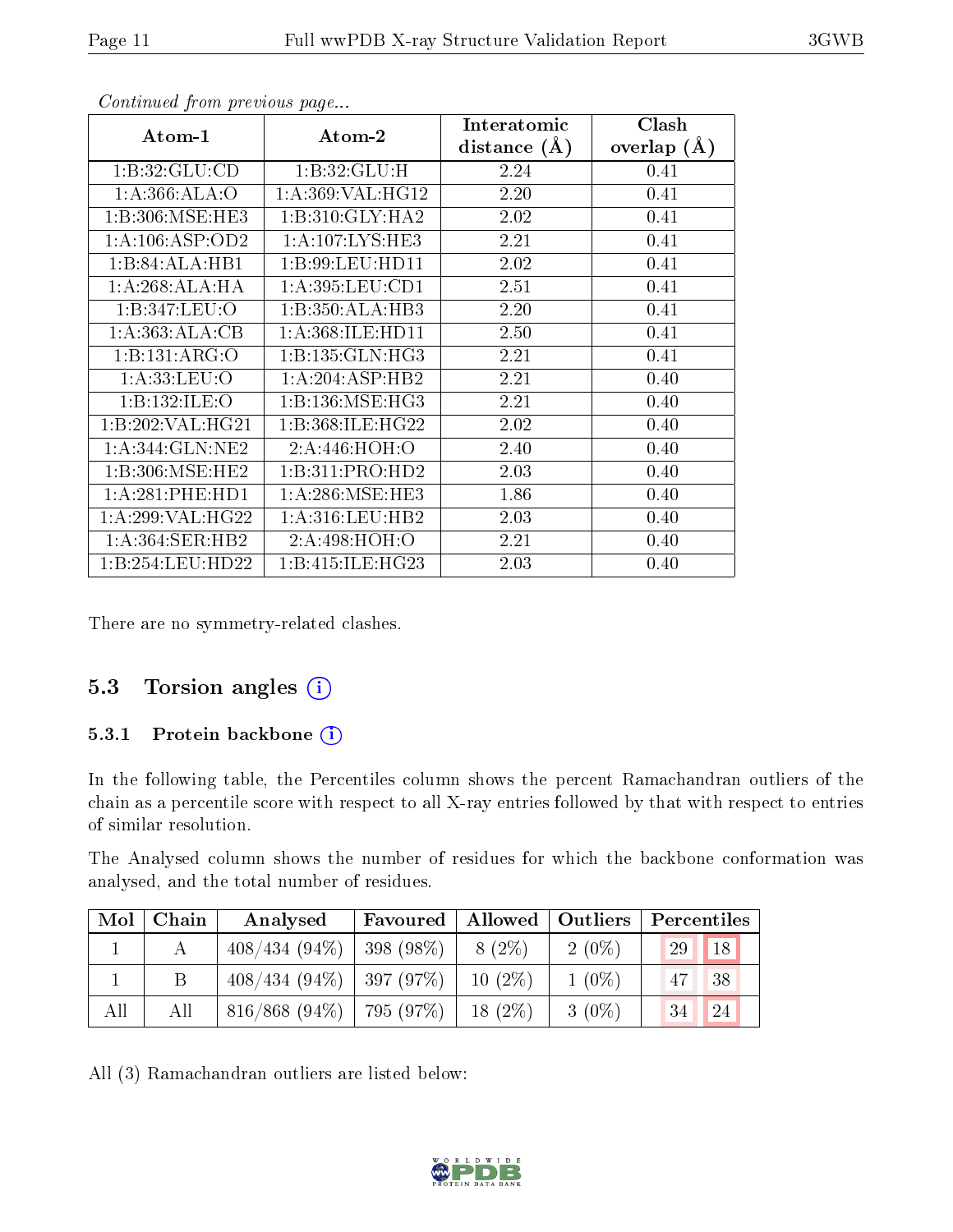*Continued from previous page...*

| Atom-1 | Atom-2 | Interatomic distance (Å) | Clash overlap (Å) |
|---|---|---|---|
| 1:B:32:GLU:CD | 1:B:32:GLU:H | 2.24 | 0.41 |
| 1:A:366:ALA:O | 1:A:369:VAL:HG12 | 2.20 | 0.41 |
| 1:B:306:MSE:HE3 | 1:B:310:GLY:HA2 | 2.02 | 0.41 |
| 1:A:106:ASP:OD2 | 1:A:107:LYS:HE3 | 2.21 | 0.41 |
| 1:B:84:ALA:HB1 | 1:B:99:LEU:HD11 | 2.02 | 0.41 |
| 1:A:268:ALA:HA | 1:A:395:LEU:CD1 | 2.51 | 0.41 |
| 1:B:347:LEU:O | 1:B:350:ALA:HB3 | 2.20 | 0.41 |
| 1:A:363:ALA:CB | 1:A:368:ILE:HD11 | 2.50 | 0.41 |
| 1:B:131:ARG:O | 1:B:135:GLN:HG3 | 2.21 | 0.41 |
| 1:A:33:LEU:O | 1:A:204:ASP:HB2 | 2.21 | 0.40 |
| 1:B:132:ILE:O | 1:B:136:MSE:HG3 | 2.21 | 0.40 |
| 1:B:202:VAL:HG21 | 1:B:368:ILE:HG22 | 2.02 | 0.40 |
| 1:A:344:GLN:NE2 | 2:A:446:HOH:O | 2.40 | 0.40 |
| 1:B:306:MSE:HE2 | 1:B:311:PRO:HD2 | 2.03 | 0.40 |
| 1:A:281:PHE:HD1 | 1:A:286:MSE:HE3 | 1.86 | 0.40 |
| 1:A:299:VAL:HG22 | 1:A:316:LEU:HB2 | 2.03 | 0.40 |
| 1:A:364:SER:HB2 | 2:A:498:HOH:O | 2.21 | 0.40 |
| 1:B:254:LEU:HD22 | 1:B:415:ILE:HG23 | 2.03 | 0.40 |

There are no symmetry-related clashes.

## 5.3 Torsion angles

### 5.3.1 Protein backbone

In the following table, the Percentiles column shows the percent Ramachandran outliers of the chain as a percentile score with respect to all X-ray entries followed by that with respect to entries of similar resolution.

The Analysed column shows the number of residues for which the backbone conformation was analysed, and the total number of residues.

| Mol | Chain | Analysed | Favoured | Allowed | Outliers | Percentiles | |
|---|---|---|---|---|---|---|---|
| 1 | A | 408/434 (94%) | 398 (98%) | 8 (2%) | 2 (0%) | 29 | 18 |
| 1 | B | 408/434 (94%) | 397 (97%) | 10 (2%) | 1 (0%) | 47 | 38 |
| All | All | 816/868 (94%) | 795 (97%) | 18 (2%) | 3 (0%) | 34 | 24 |

All (3) Ramachandran outliers are listed below: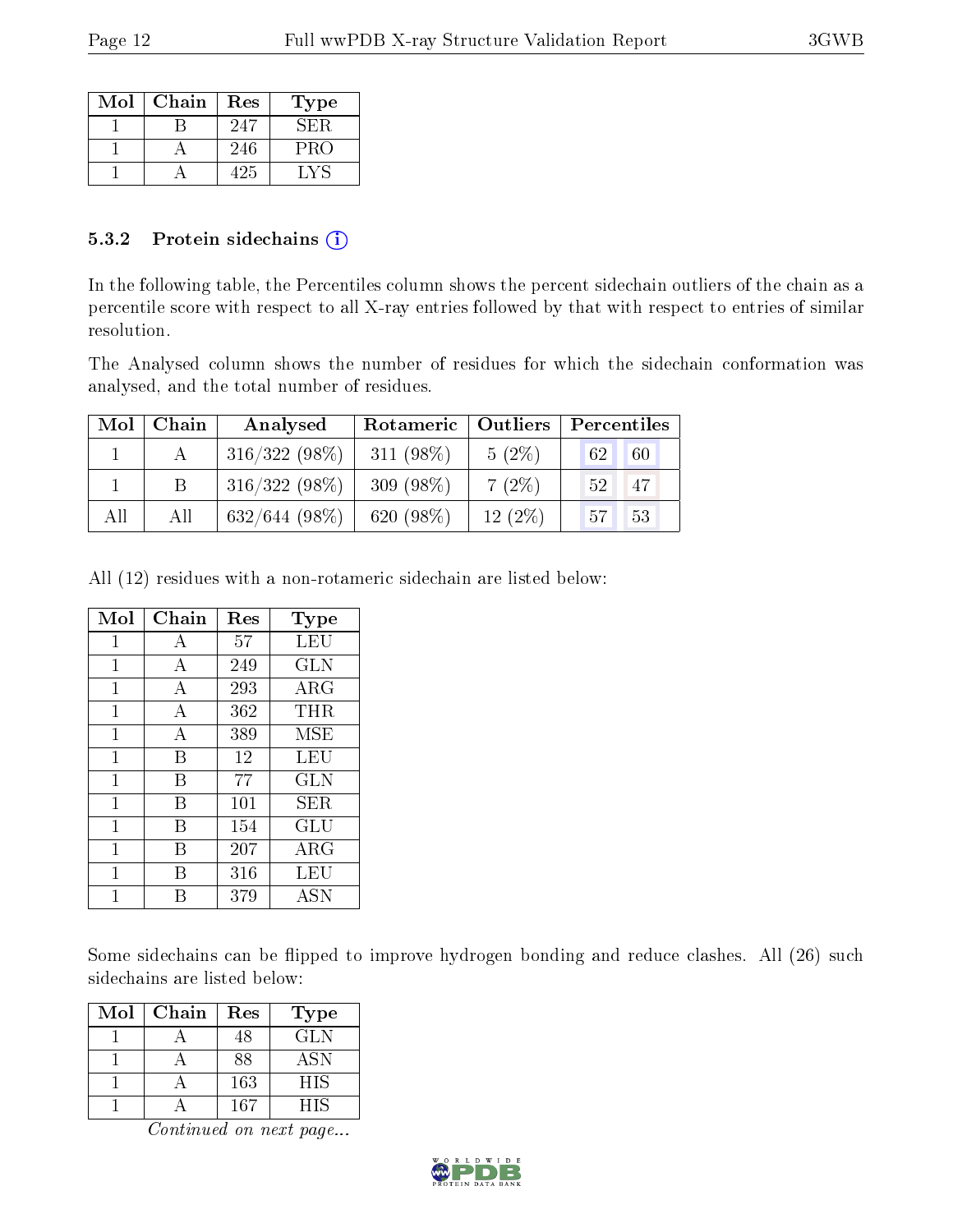| Mol | Chain | Res | Type |
|---|---|---|---|
| 1 | B | 247 | SER |
| 1 | A | 246 | PRO |
| 1 | A | 425 | LYS |

### 5.3.2 Protein sidechains

In the following table, the Percentiles column shows the percent sidechain outliers of the chain as a percentile score with respect to all X-ray entries followed by that with respect to entries of similar resolution.

The Analysed column shows the number of residues for which the sidechain conformation was analysed, and the total number of residues.

| Mol | Chain | Analysed | Rotameric | Outliers | Percentiles | |
|---|---|---|---|---|---|---|
| 1 | A | 316/322 (98%) | 311 (98%) | 5 (2%) | 62 | 60 |
| 1 | B | 316/322 (98%) | 309 (98%) | 7 (2%) | 52 | 47 |
| All | All | 632/644 (98%) | 620 (98%) | 12 (2%) | 57 | 53 |

All (12) residues with a non-rotameric sidechain are listed below:

| Mol | Chain | Res | Type |
|---|---|---|---|
| 1 | A | 57 | LEU |
| 1 | A | 249 | GLN |
| 1 | A | 293 | ARG |
| 1 | A | 362 | THR |
| 1 | A | 389 | MSE |
| 1 | B | 12 | LEU |
| 1 | B | 77 | GLN |
| 1 | B | 101 | SER |
| 1 | B | 154 | GLU |
| 1 | B | 207 | ARG |
| 1 | B | 316 | LEU |
| 1 | B | 379 | ASN |

Some sidechains can be flipped to improve hydrogen bonding and reduce clashes. All (26) such sidechains are listed below:

| Mol | Chain | Res | Type |
|---|---|---|---|
| 1 | A | 48 | GLN |
| 1 | A | 88 | ASN |
| 1 | A | 163 | HIS |
| 1 | A | 167 | HIS |

*Continued on next page...*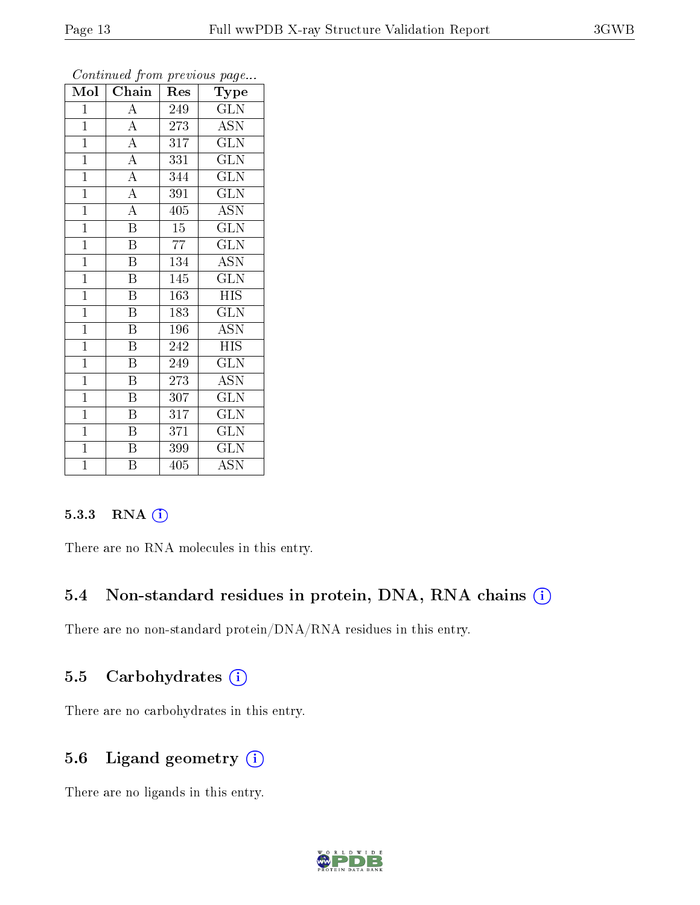*Continued from previous page...*

| Mol | Chain | Res | Type |
|---|---|---|---|
| 1 | A | 249 | GLN |
| 1 | A | 273 | ASN |
| 1 | A | 317 | GLN |
| 1 | A | 331 | GLN |
| 1 | A | 344 | GLN |
| 1 | A | 391 | GLN |
| 1 | A | 405 | ASN |
| 1 | B | 15 | GLN |
| 1 | B | 77 | GLN |
| 1 | B | 134 | ASN |
| 1 | B | 145 | GLN |
| 1 | B | 163 | HIS |
| 1 | B | 183 | GLN |
| 1 | B | 196 | ASN |
| 1 | B | 242 | HIS |
| 1 | B | 249 | GLN |
| 1 | B | 273 | ASN |
| 1 | B | 307 | GLN |
| 1 | B | 317 | GLN |
| 1 | B | 371 | GLN |
| 1 | B | 399 | GLN |
| 1 | B | 405 | ASN |

#### 5.3.3 RNA (i)

There are no RNA molecules in this entry.

### 5.4 Non-standard residues in protein, DNA, RNA chains (i)

There are no non-standard protein/DNA/RNA residues in this entry.

### 5.5 Carbohydrates (i)

There are no carbohydrates in this entry.

### 5.6 Ligand geometry (i)

There are no ligands in this entry.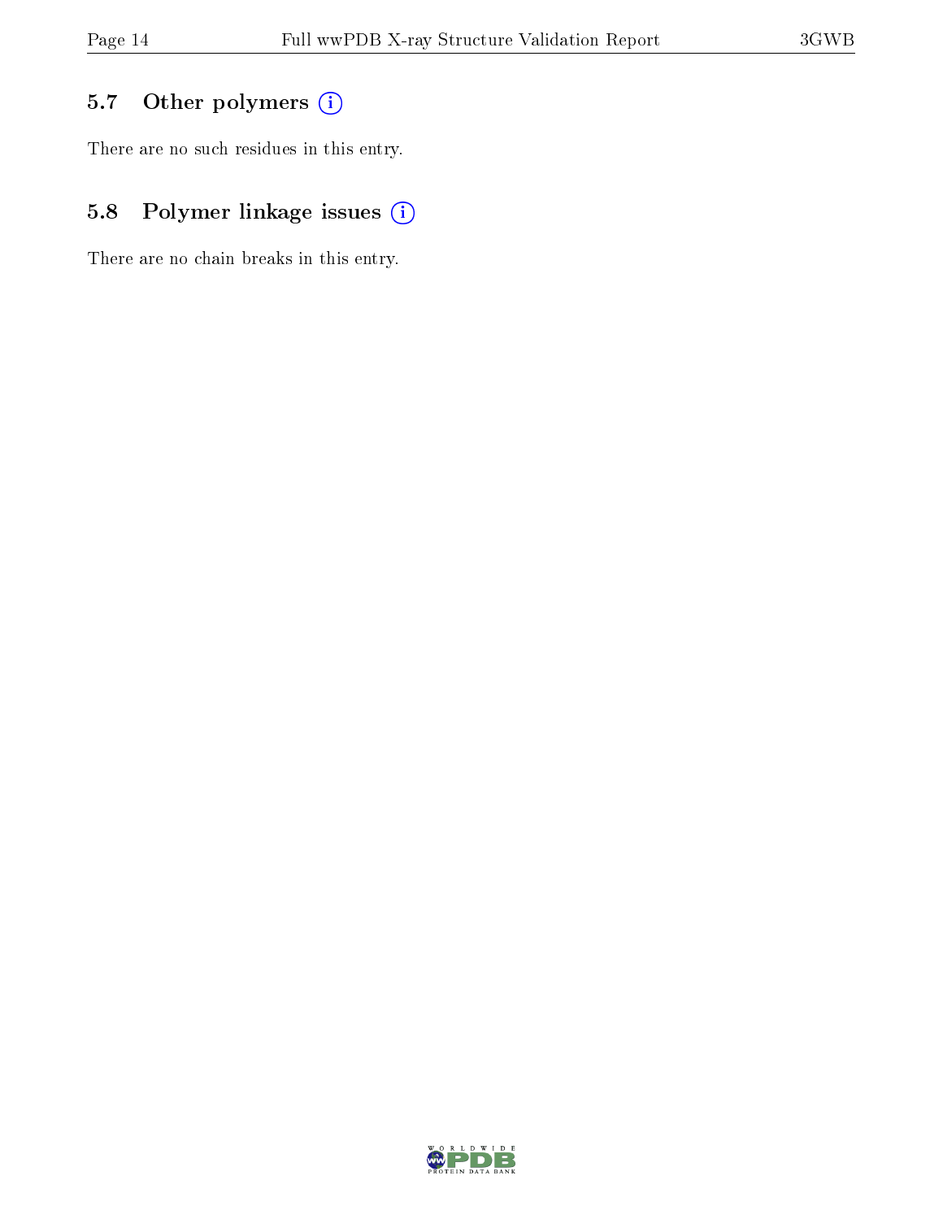### 5.7 Other polymers (i)

There are no such residues in this entry.

### 5.8 Polymer linkage issues (i)

There are no chain breaks in this entry.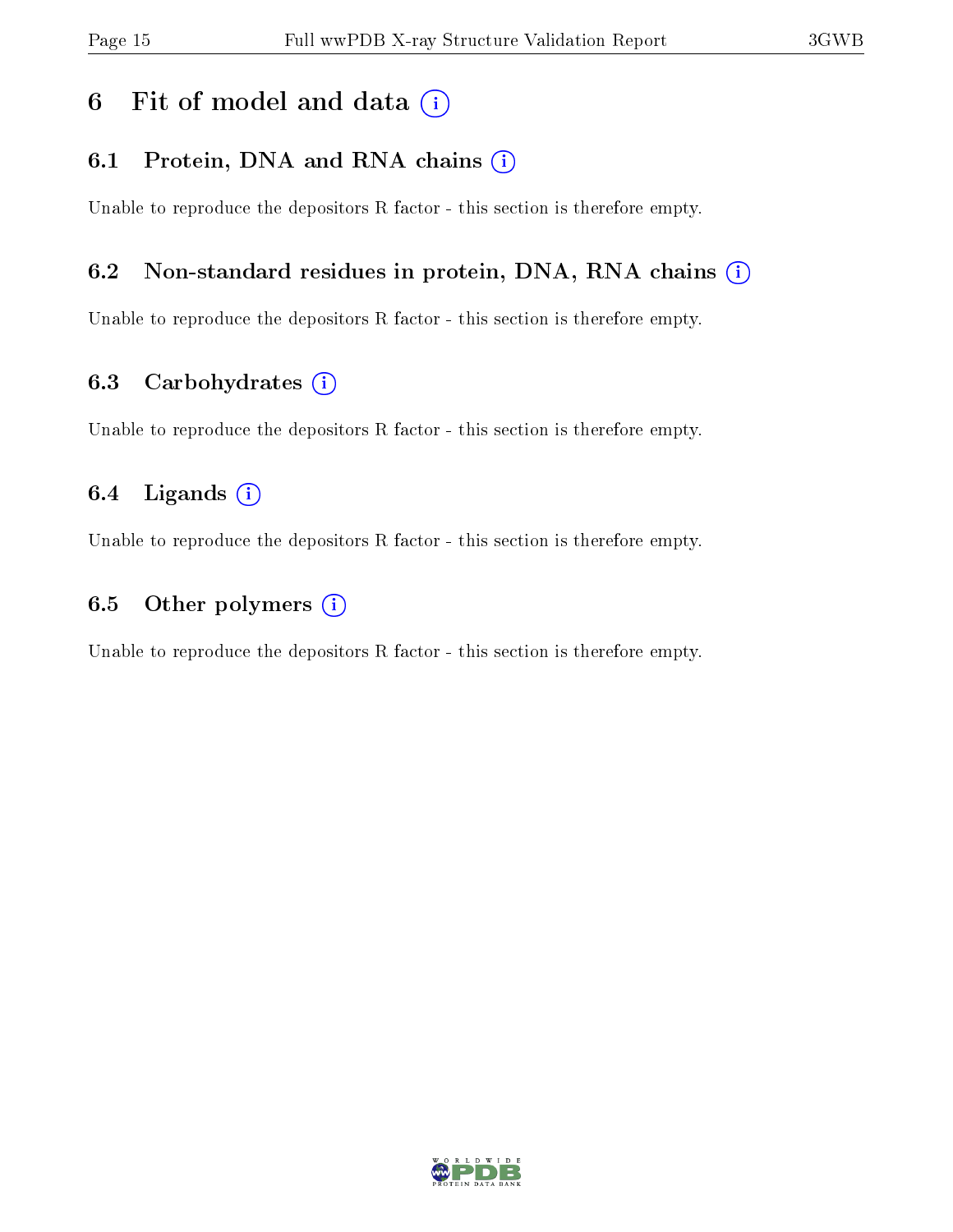# 6 Fit of model and data

## 6.1 Protein, DNA and RNA chains

Unable to reproduce the depositors R factor - this section is therefore empty.

## 6.2 Non-standard residues in protein, DNA, RNA chains

Unable to reproduce the depositors R factor - this section is therefore empty.

## 6.3 Carbohydrates

Unable to reproduce the depositors R factor - this section is therefore empty.

## 6.4 Ligands

Unable to reproduce the depositors R factor - this section is therefore empty.

## 6.5 Other polymers

Unable to reproduce the depositors R factor - this section is therefore empty.